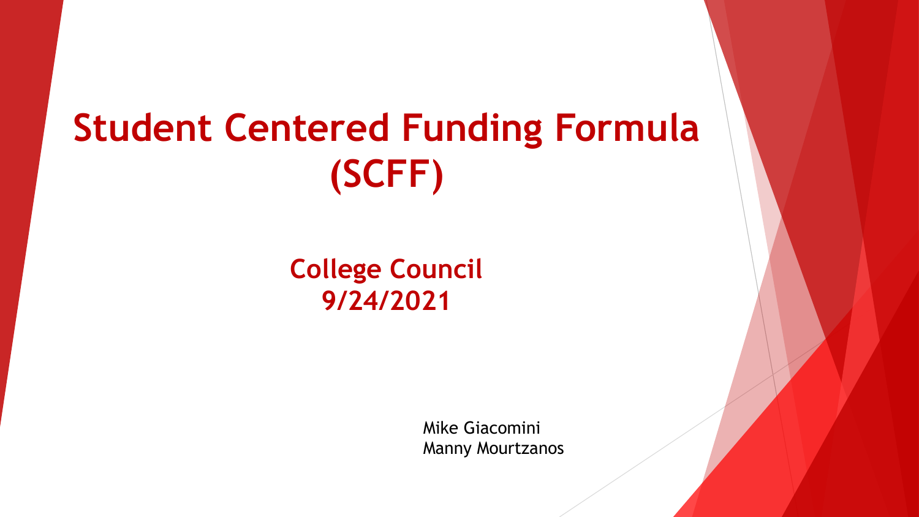# Student Centered Funding Formula (SCFF)

## College Council
## 9/24/2021

Mike Giacomini
Manny Mourtzanos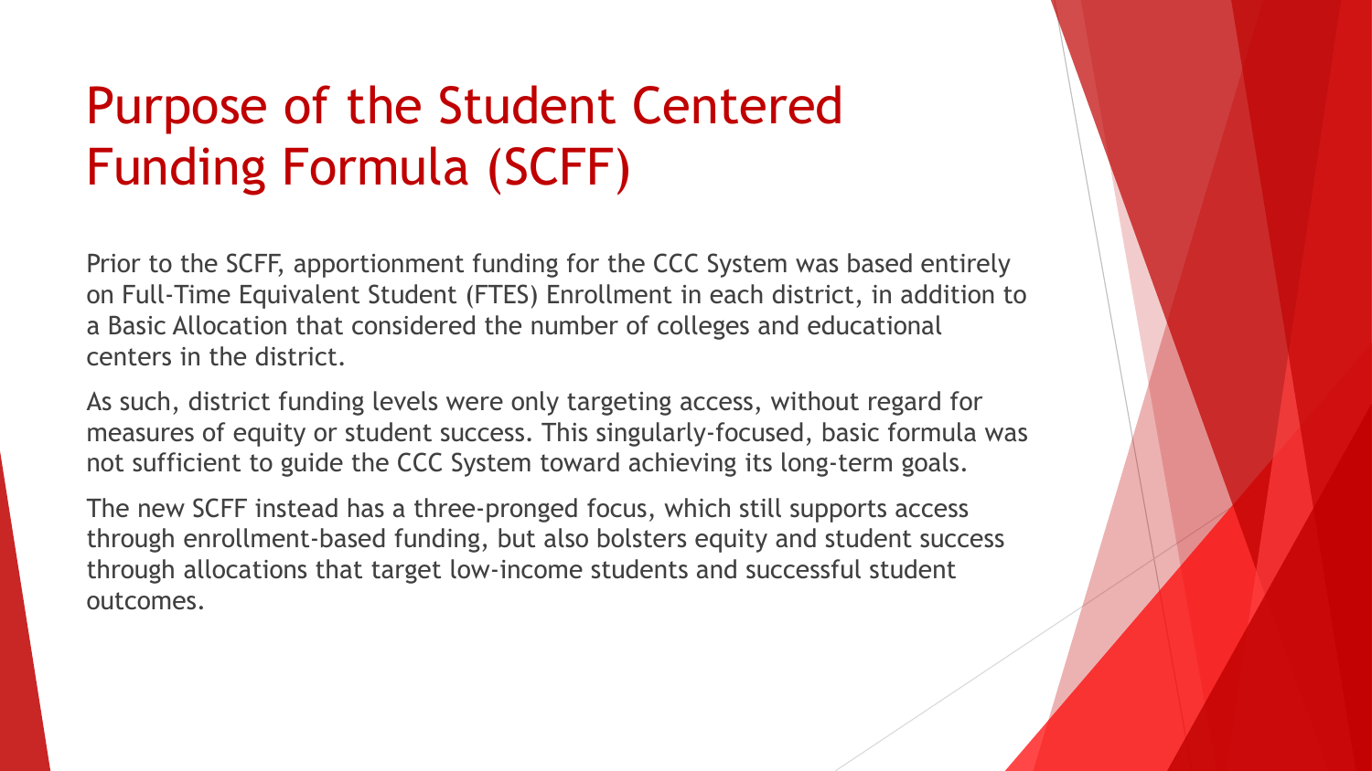# Purpose of the Student Centered Funding Formula (SCFF)

Prior to the SCFF, apportionment funding for the CCC System was based entirely on Full-Time Equivalent Student (FTES) Enrollment in each district, in addition to a Basic Allocation that considered the number of colleges and educational centers in the district.

As such, district funding levels were only targeting access, without regard for measures of equity or student success. This singularly-focused, basic formula was not sufficient to guide the CCC System toward achieving its long-term goals.

The new SCFF instead has a three-pronged focus, which still supports access through enrollment-based funding, but also bolsters equity and student success through allocations that target low-income students and successful student outcomes.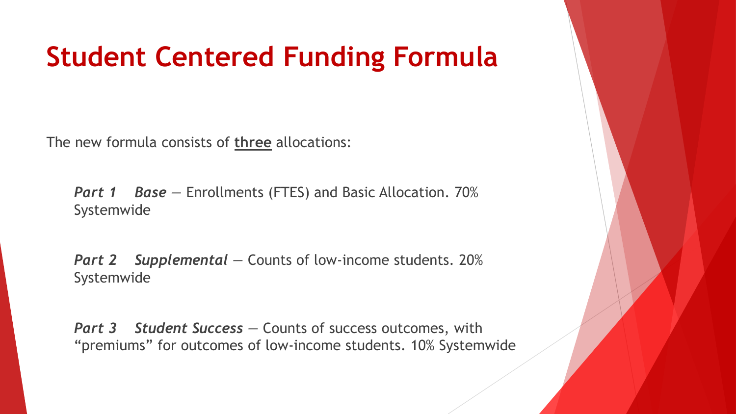# Student Centered Funding Formula

The new formula consists of **three** allocations:

***Part 1 Base*** — Enrollments (FTES) and Basic Allocation. 70% Systemwide

***Part 2 Supplemental*** — Counts of low-income students. 20% Systemwide

***Part 3 Student Success*** — Counts of success outcomes, with "premiums" for outcomes of low-income students. 10% Systemwide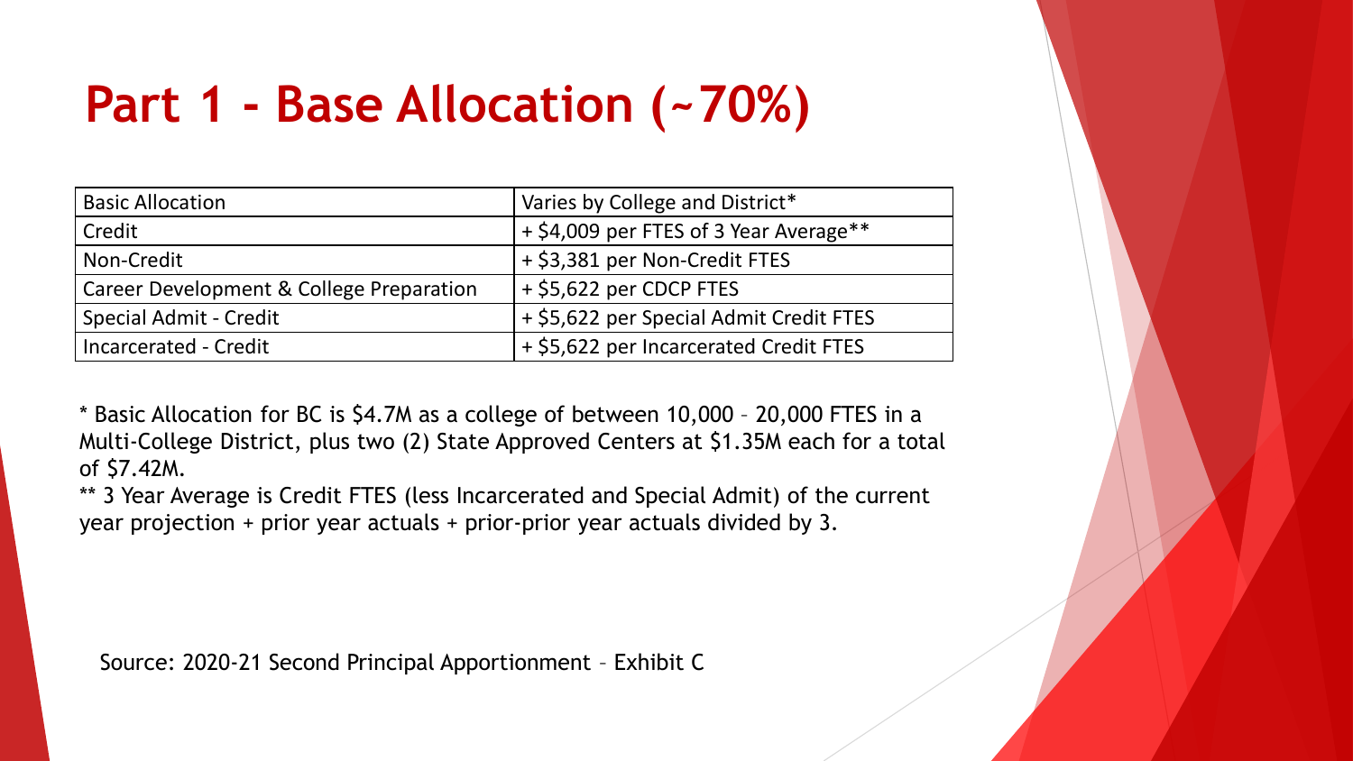# Part 1 - Base Allocation (~70%)

| Basic Allocation | Varies by College and District* |
|---|---|
| Credit | + $4,009 per FTES of 3 Year Average** |
| Non-Credit | + $3,381 per Non-Credit FTES |
| Career Development & College Preparation | + $5,622 per CDCP FTES |
| Special Admit - Credit | + $5,622 per Special Admit Credit FTES |
| Incarcerated - Credit | + $5,622 per Incarcerated Credit FTES |

* Basic Allocation for BC is $4.7M as a college of between 10,000 – 20,000 FTES in a Multi-College District, plus two (2) State Approved Centers at $1.35M each for a total of $7.42M.

** 3 Year Average is Credit FTES (less Incarcerated and Special Admit) of the current year projection + prior year actuals + prior-prior year actuals divided by 3.

Source: 2020-21 Second Principal Apportionment – Exhibit C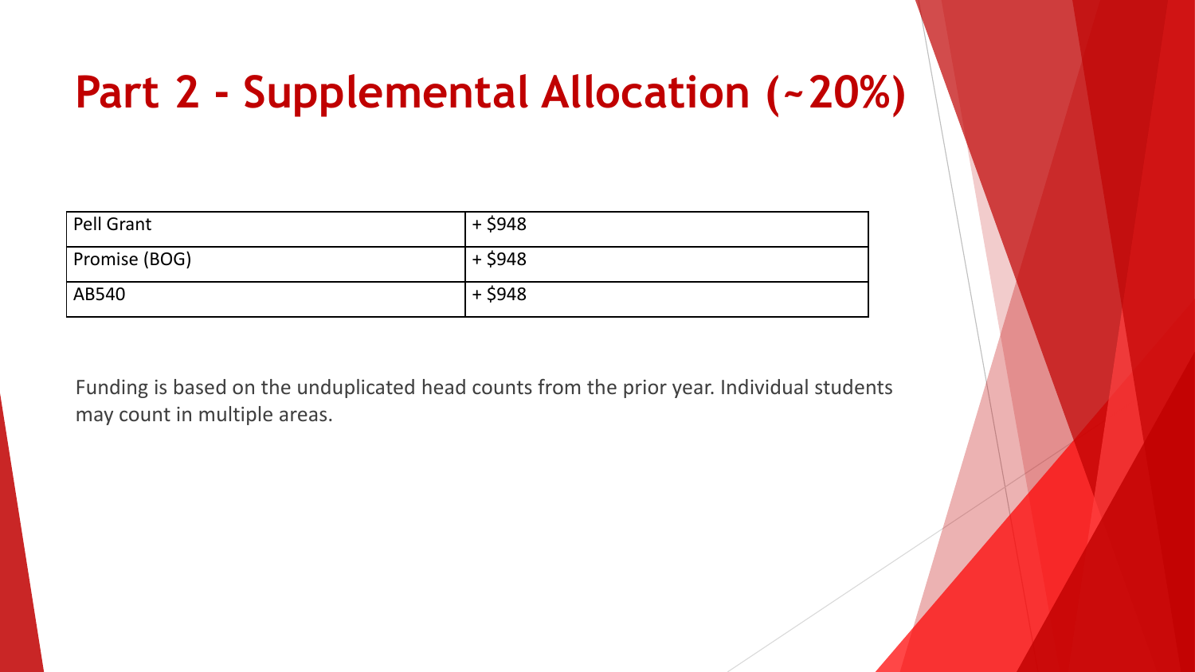# Part 2 - Supplemental Allocation (~20%)

| | |
|---|---|
| Pell Grant | + $948 |
| Promise (BOG) | + $948 |
| AB540 | + $948 |

Funding is based on the unduplicated head counts from the prior year. Individual students may count in multiple areas.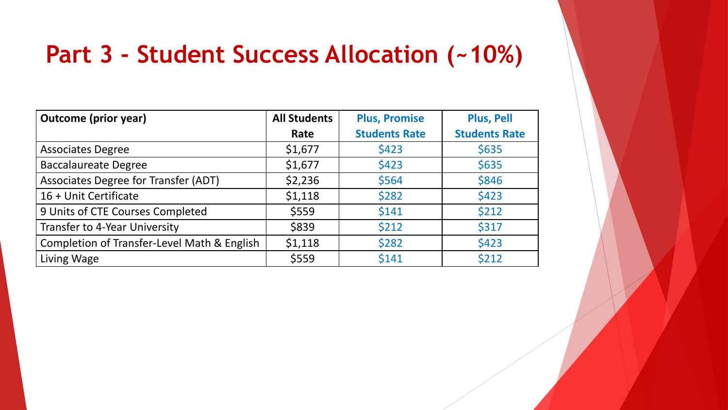# Part 3 - Student Success Allocation (~10%)

| Outcome (prior year) | All Students Rate | Plus, Promise Students Rate | Plus, Pell Students Rate |
|---|---|---|---|
| Associates Degree | $1,677 | $423 | $635 |
| Baccalaureate Degree | $1,677 | $423 | $635 |
| Associates Degree for Transfer (ADT) | $2,236 | $564 | $846 |
| 16 + Unit Certificate | $1,118 | $282 | $423 |
| 9 Units of CTE Courses Completed | $559 | $141 | $212 |
| Transfer to 4-Year University | $839 | $212 | $317 |
| Completion of Transfer-Level Math & English | $1,118 | $282 | $423 |
| Living Wage | $559 | $141 | $212 |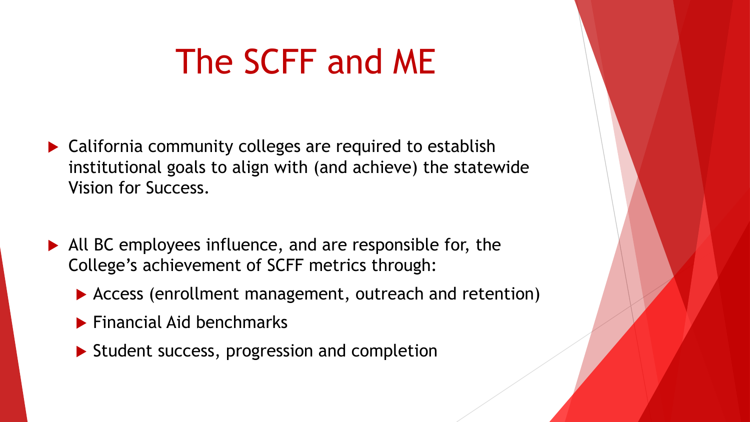# The SCFF and ME

- California community colleges are required to establish institutional goals to align with (and achieve) the statewide Vision for Success.

- All BC employees influence, and are responsible for, the College's achievement of SCFF metrics through:
  - Access (enrollment management, outreach and retention)
  - Financial Aid benchmarks
  - Student success, progression and completion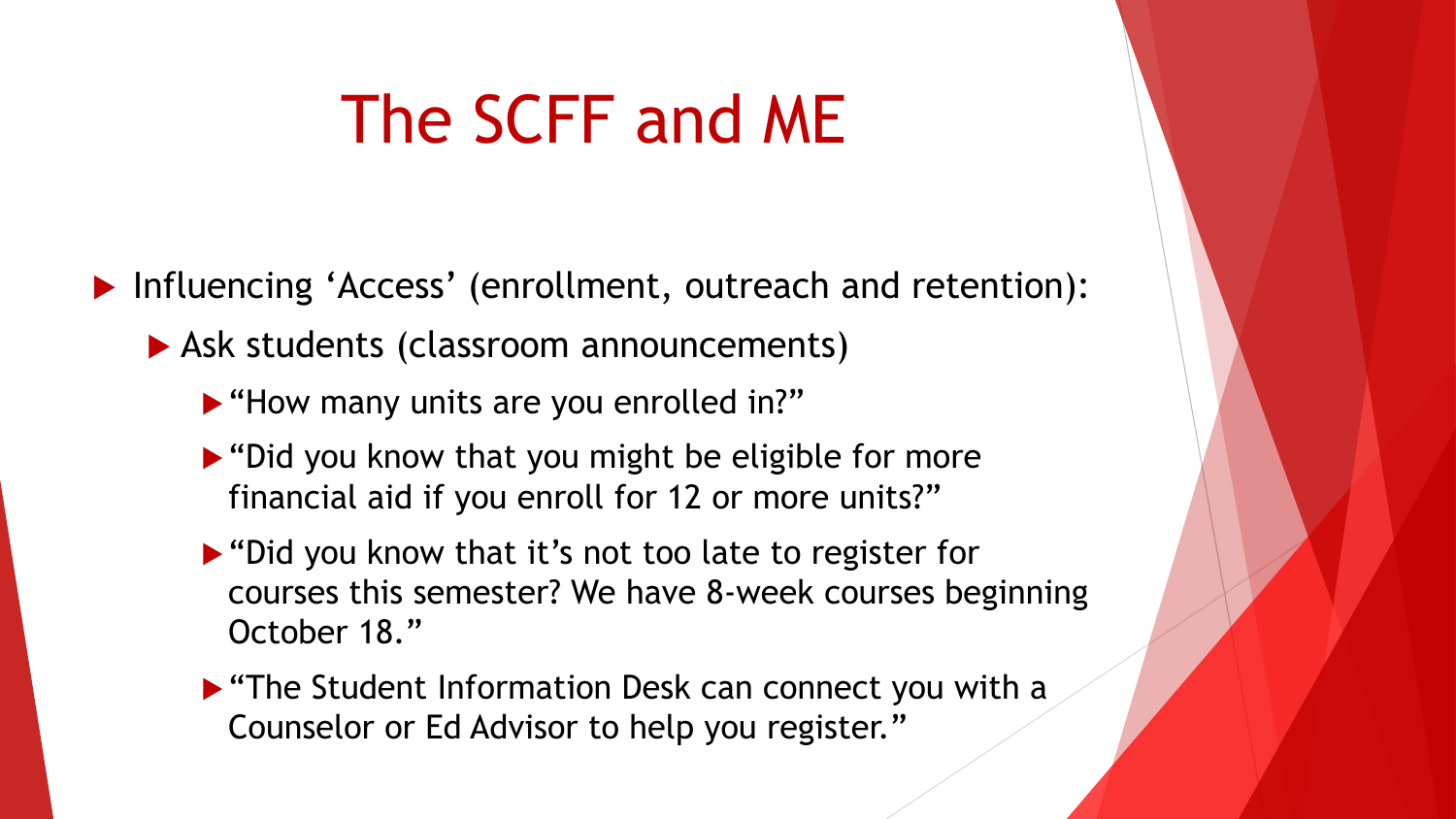# The SCFF and ME

- Influencing 'Access' (enrollment, outreach and retention):
  - Ask students (classroom announcements)
    - "How many units are you enrolled in?"
    - "Did you know that you might be eligible for more financial aid if you enroll for 12 or more units?"
    - "Did you know that it's not too late to register for courses this semester? We have 8-week courses beginning October 18."
    - "The Student Information Desk can connect you with a Counselor or Ed Advisor to help you register."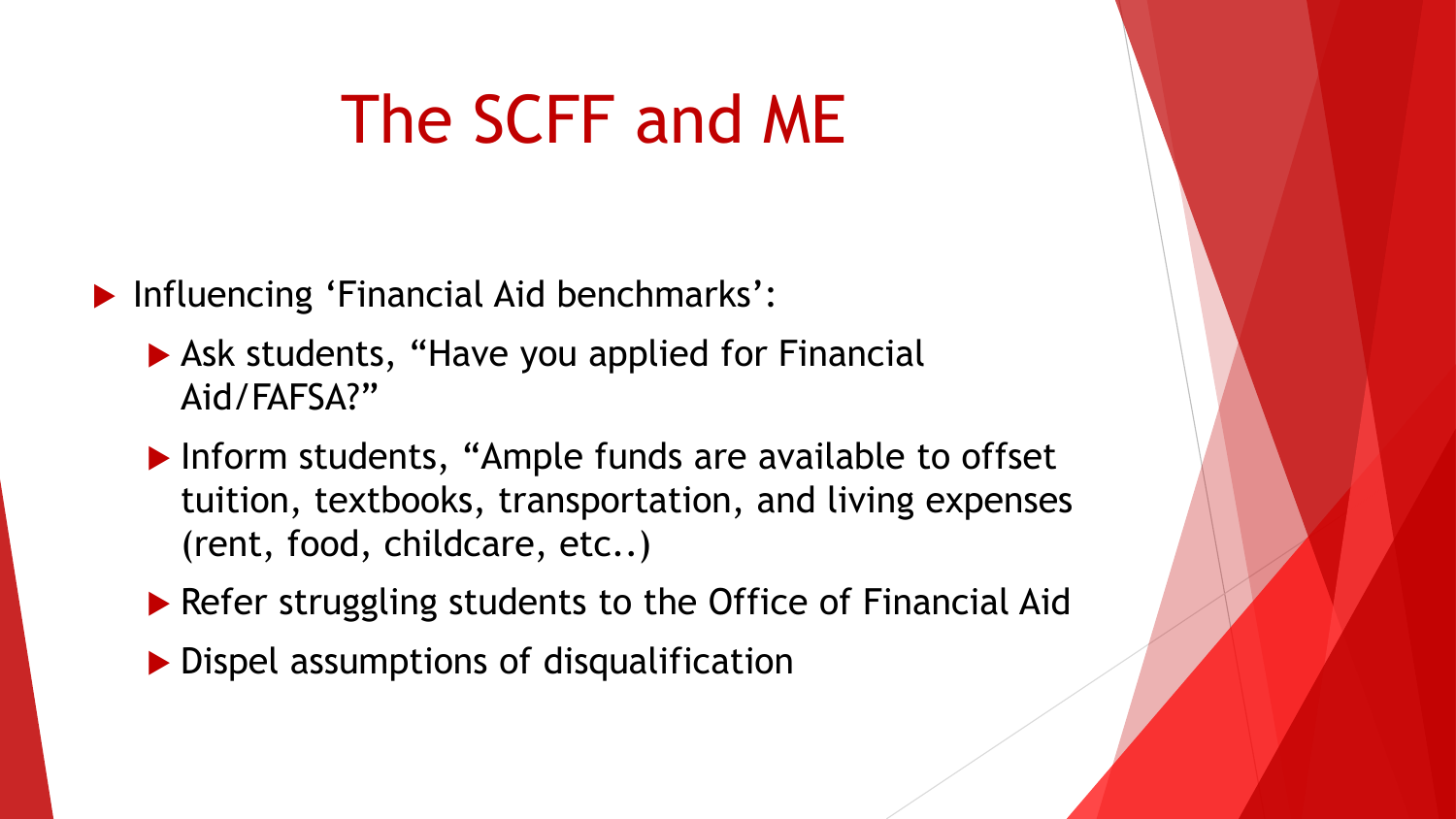# The SCFF and ME

- Influencing 'Financial Aid benchmarks':
  - Ask students, "Have you applied for Financial Aid/FAFSA?"
  - Inform students, "Ample funds are available to offset tuition, textbooks, transportation, and living expenses (rent, food, childcare, etc..)
  - Refer struggling students to the Office of Financial Aid
  - Dispel assumptions of disqualification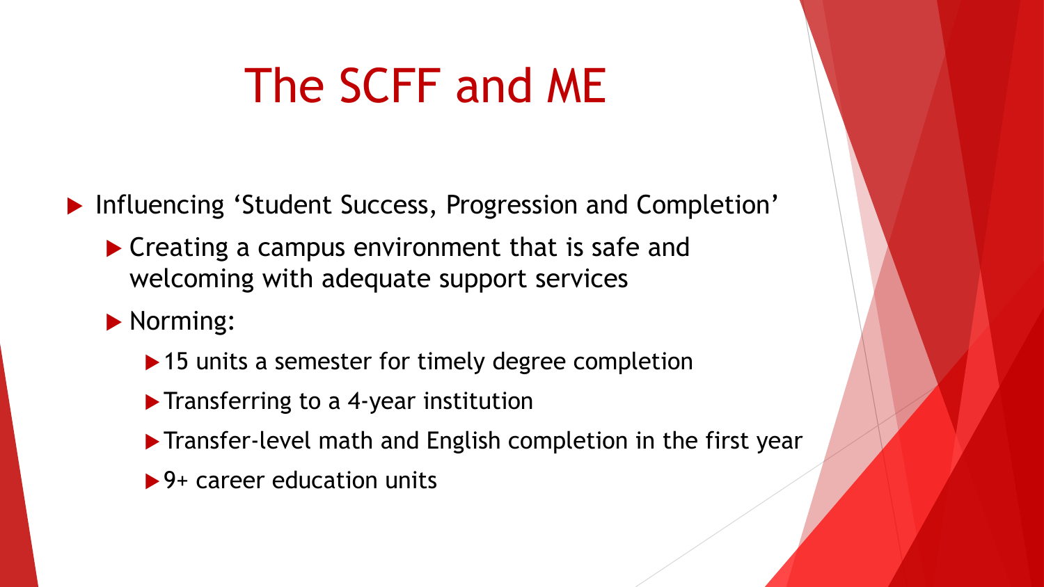# The SCFF and ME

- Influencing 'Student Success, Progression and Completion'
  - Creating a campus environment that is safe and welcoming with adequate support services
  - Norming:
    - 15 units a semester for timely degree completion
    - Transferring to a 4-year institution
    - Transfer-level math and English completion in the first year
    - 9+ career education units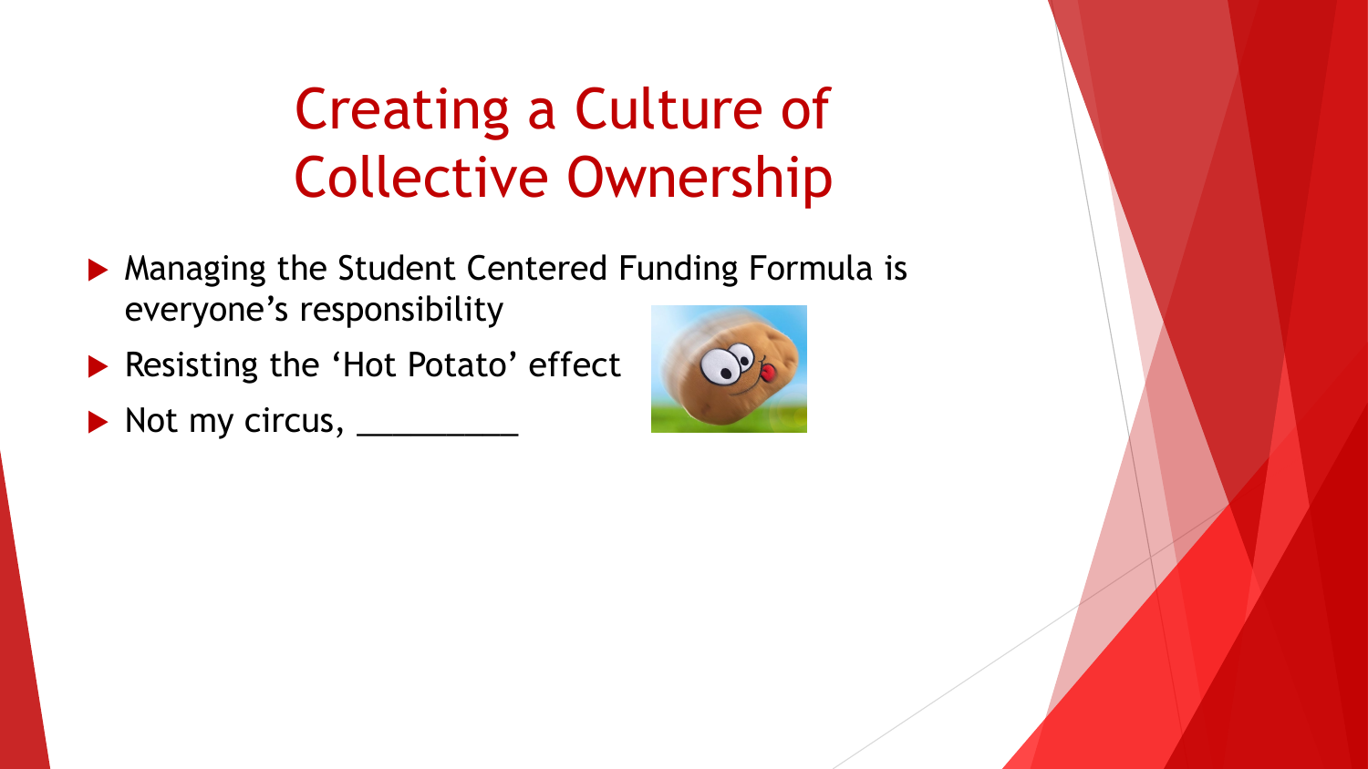# Creating a Culture of Collective Ownership

- Managing the Student Centered Funding Formula is everyone's responsibility
- Resisting the 'Hot Potato' effect
- Not my circus, _________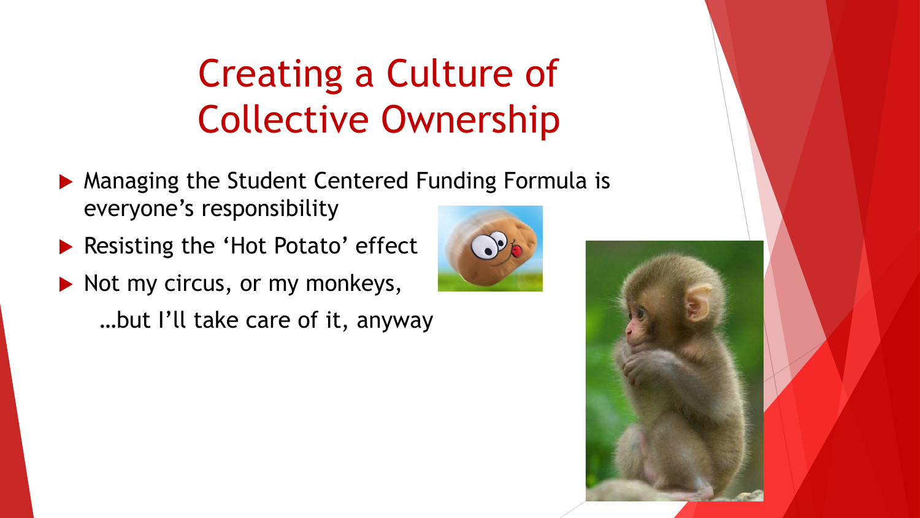# Creating a Culture of Collective Ownership

- Managing the Student Centered Funding Formula is everyone's responsibility
- Resisting the 'Hot Potato' effect
- Not my circus, or my monkeys,

  …but I'll take care of it, anyway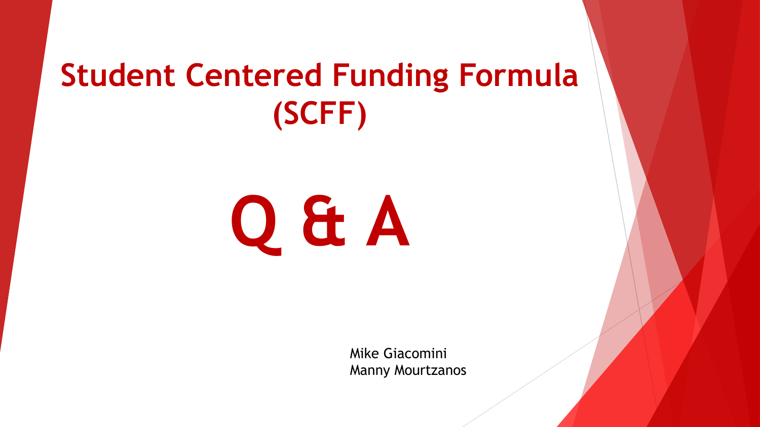# Student Centered Funding Formula (SCFF)

# Q & A

Mike Giacomini
Manny Mourtzanos